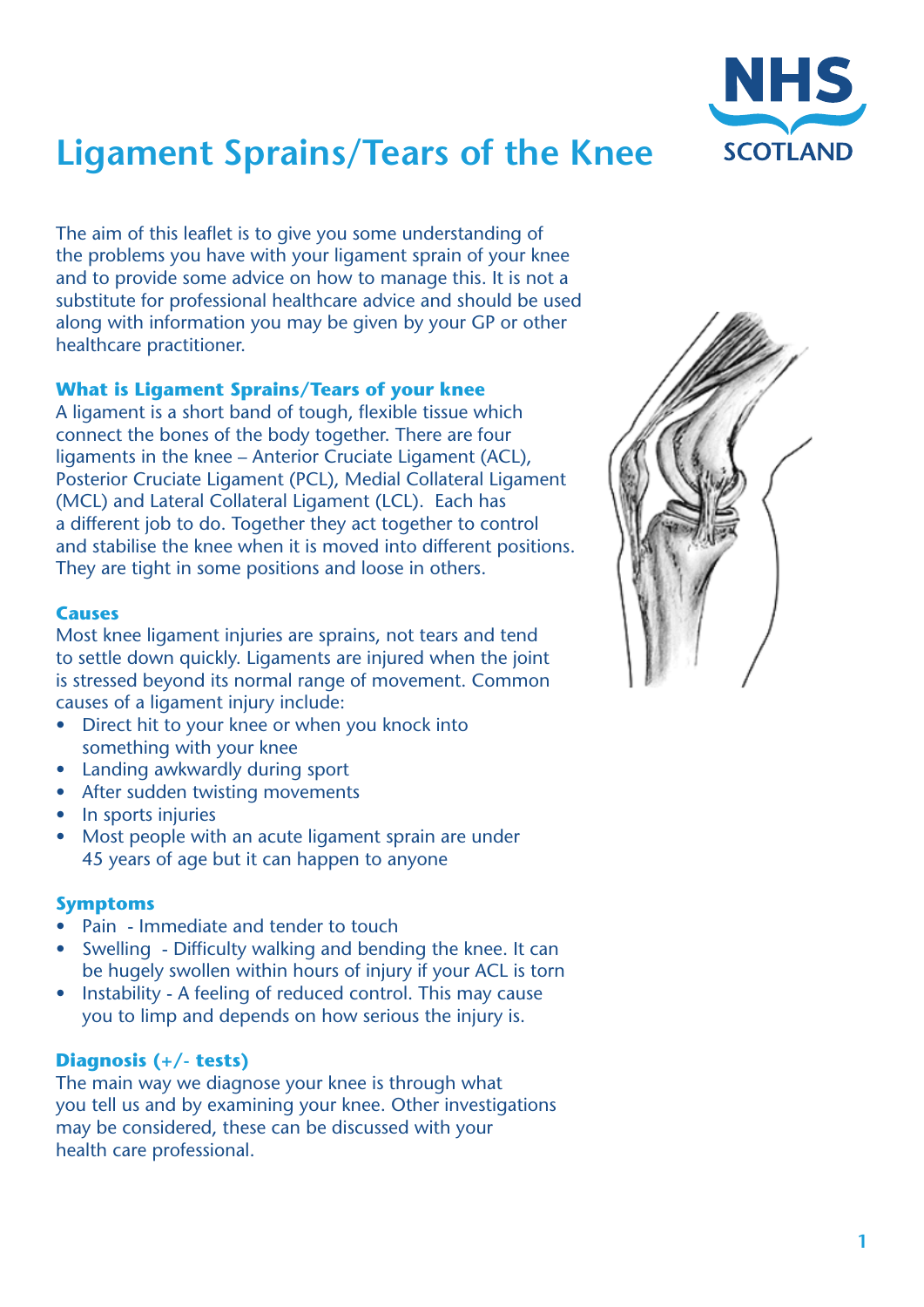# Ligament Sprains/Tears of the Knee

The aim of this leaflet is to give you some understanding of the problems you have with your ligament sprain of your knee and to provide some advice on how to manage this. It is not a substitute for professional healthcare advice and should be used along with information you may be given by your GP or other healthcare practitioner.

### What is Ligament Sprains/Tears of your knee

A ligament is a short band of tough, flexible tissue which connect the bones of the body together. There are four ligaments in the knee – Anterior Cruciate Ligament (ACL), Posterior Cruciate Ligament (PCL), Medial Collateral Ligament (MCL) and Lateral Collateral Ligament (LCL). Each has a different job to do. Together they act together to control and stabilise the knee when it is moved into different positions. They are tight in some positions and loose in others.

### Causes

Most knee ligament injuries are sprains, not tears and tend to settle down quickly. Ligaments are injured when the joint is stressed beyond its normal range of movement. Common causes of a ligament injury include:

- Direct hit to your knee or when you knock into something with your knee
- Landing awkwardly during sport
- After sudden twisting movements
- In sports injuries
- Most people with an acute ligament sprain are under 45 years of age but it can happen to anyone

### Symptoms

- Pain - Immediate and tender to touch
- Swelling - Difficulty walking and bending the knee. It can be hugely swollen within hours of injury if your ACL is torn
- Instability - A feeling of reduced control. This may cause you to limp and depends on how serious the injury is.

### Diagnosis (+/- tests)

The main way we diagnose your knee is through what you tell us and by examining your knee. Other investigations may be considered, these can be discussed with your health care professional.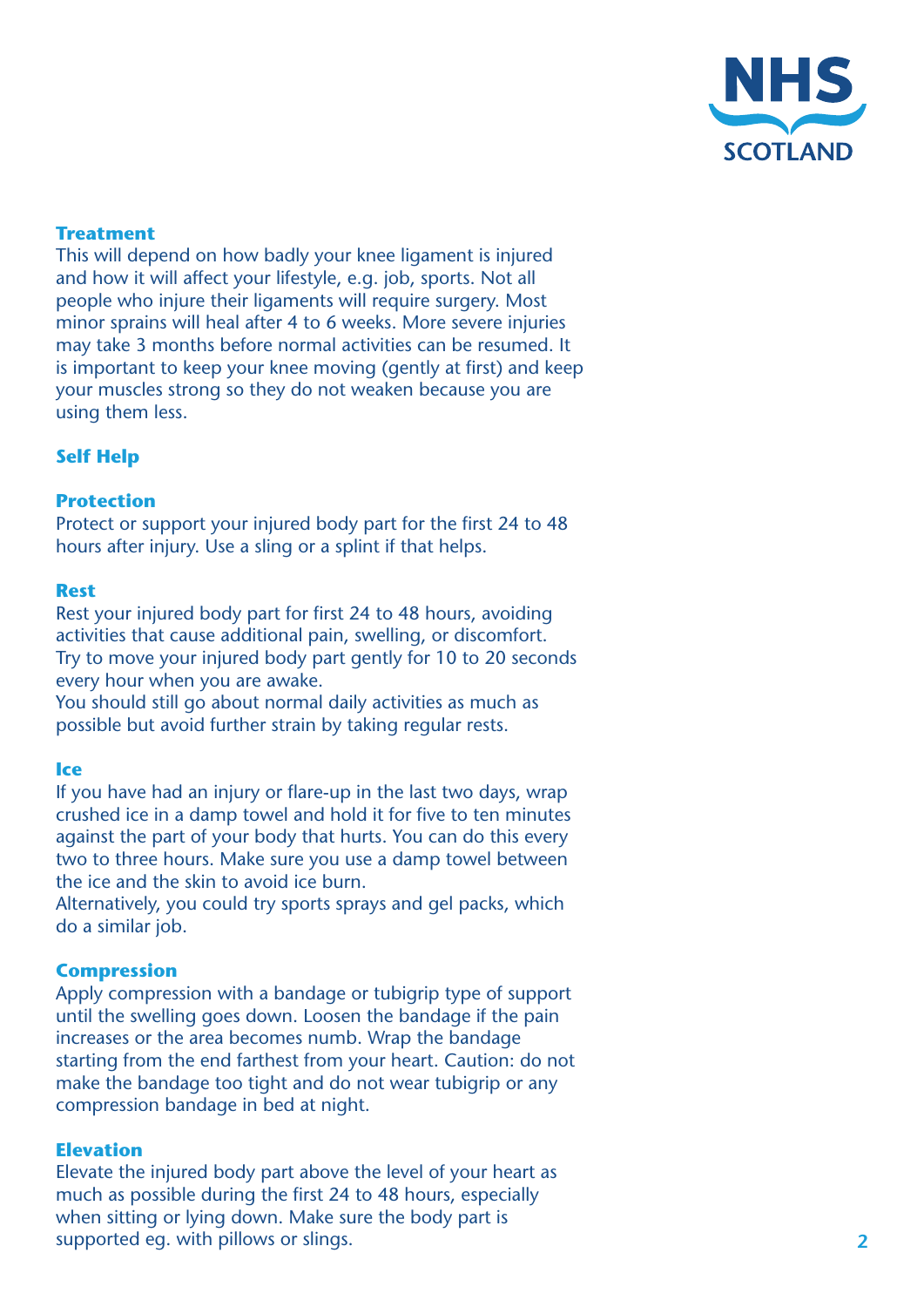## Treatment

This will depend on how badly your knee ligament is injured and how it will affect your lifestyle, e.g. job, sports. Not all people who injure their ligaments will require surgery. Most minor sprains will heal after 4 to 6 weeks. More severe injuries may take 3 months before normal activities can be resumed. It is important to keep your knee moving (gently at first) and keep your muscles strong so they do not weaken because you are using them less.

## Self Help

### Protection

Protect or support your injured body part for the first 24 to 48 hours after injury. Use a sling or a splint if that helps.

### Rest

Rest your injured body part for first 24 to 48 hours, avoiding activities that cause additional pain, swelling, or discomfort. Try to move your injured body part gently for 10 to 20 seconds every hour when you are awake.
You should still go about normal daily activities as much as possible but avoid further strain by taking regular rests.

### Ice

If you have had an injury or flare-up in the last two days, wrap crushed ice in a damp towel and hold it for five to ten minutes against the part of your body that hurts. You can do this every two to three hours. Make sure you use a damp towel between the ice and the skin to avoid ice burn.
Alternatively, you could try sports sprays and gel packs, which do a similar job.

### Compression

Apply compression with a bandage or tubigrip type of support until the swelling goes down. Loosen the bandage if the pain increases or the area becomes numb. Wrap the bandage starting from the end farthest from your heart. Caution: do not make the bandage too tight and do not wear tubigrip or any compression bandage in bed at night.

### Elevation

Elevate the injured body part above the level of your heart as much as possible during the first 24 to 48 hours, especially when sitting or lying down. Make sure the body part is supported eg. with pillows or slings.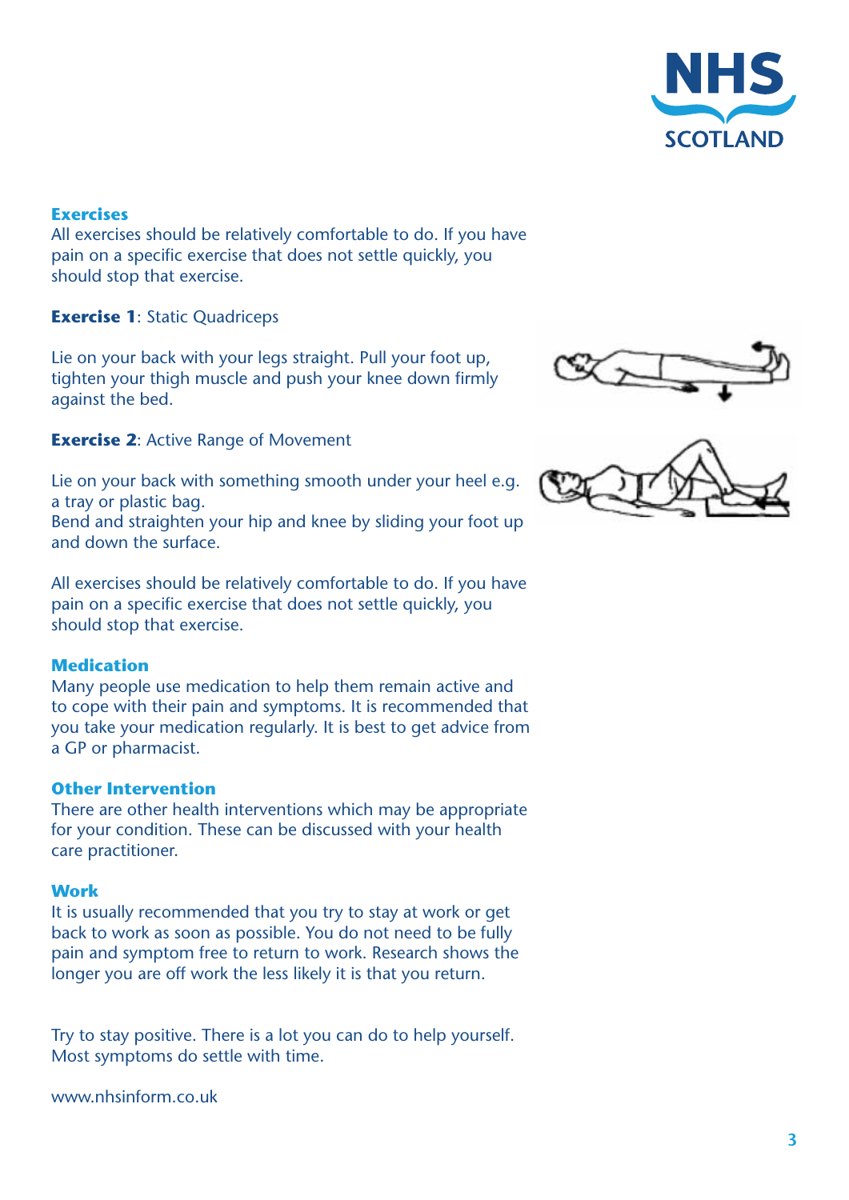## Exercises

All exercises should be relatively comfortable to do. If you have pain on a specific exercise that does not settle quickly, you should stop that exercise.

**Exercise 1**: Static Quadriceps

Lie on your back with your legs straight. Pull your foot up, tighten your thigh muscle and push your knee down firmly against the bed.

**Exercise 2**: Active Range of Movement

Lie on your back with something smooth under your heel e.g. a tray or plastic bag.
Bend and straighten your hip and knee by sliding your foot up and down the surface.

All exercises should be relatively comfortable to do. If you have pain on a specific exercise that does not settle quickly, you should stop that exercise.

## Medication

Many people use medication to help them remain active and to cope with their pain and symptoms. It is recommended that you take your medication regularly. It is best to get advice from a GP or pharmacist.

## Other Intervention

There are other health interventions which may be appropriate for your condition. These can be discussed with your health care practitioner.

## Work

It is usually recommended that you try to stay at work or get back to work as soon as possible. You do not need to be fully pain and symptom free to return to work. Research shows the longer you are off work the less likely it is that you return.

Try to stay positive. There is a lot you can do to help yourself. Most symptoms do settle with time.

www.nhsinform.co.uk